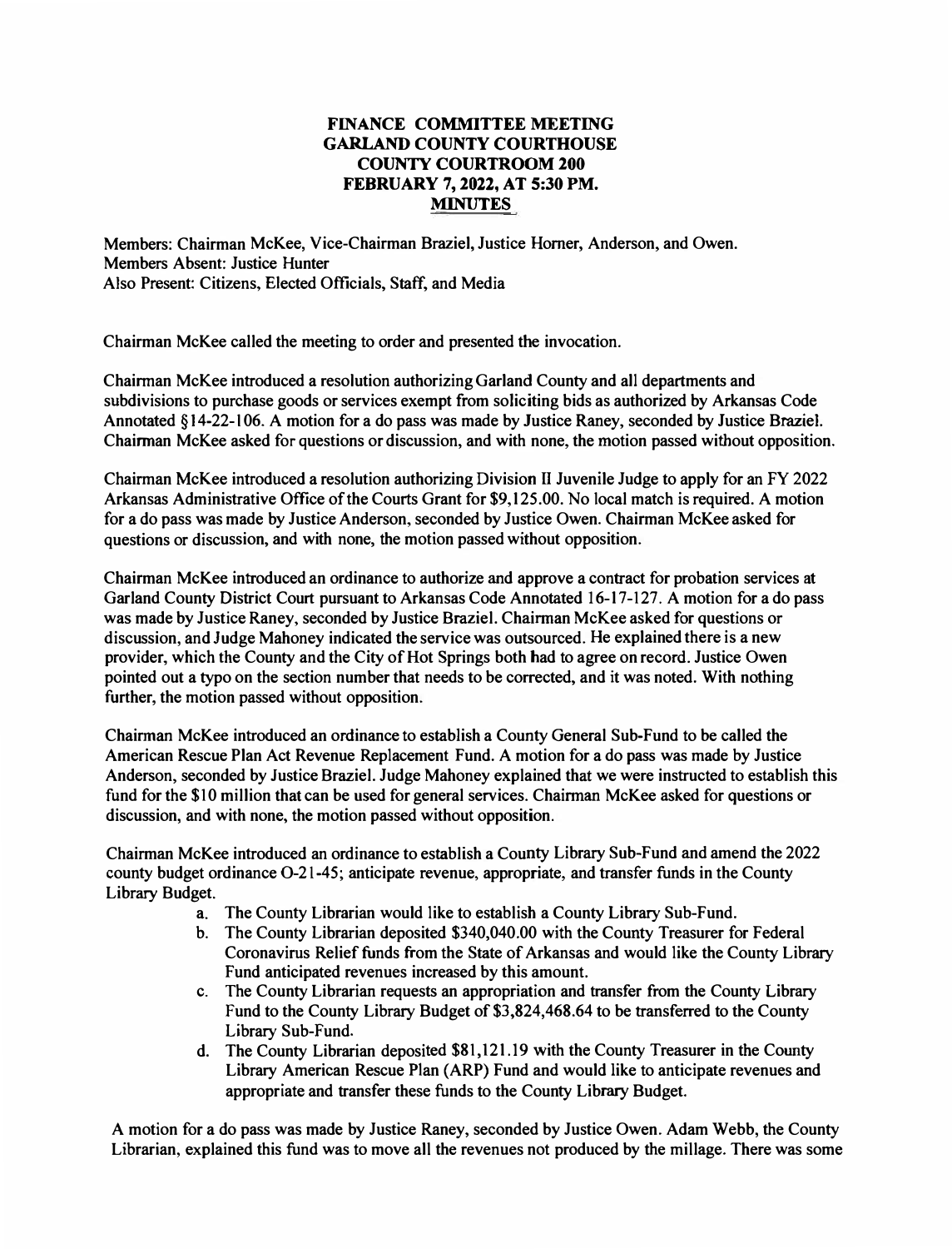# FINANCE COMMITTEE MEETING
# GARLAND COUNTY COURTHOUSE
# COUNTY COURTROOM 200
# FEBRUARY 7, 2022, AT 5:30 PM.
## MINUTES

Members: Chairman McKee, Vice-Chairman Braziel, Justice Horner, Anderson, and Owen.
Members Absent: Justice Hunter
Also Present: Citizens, Elected Officials, Staff, and Media

Chairman McKee called the meeting to order and presented the invocation.

Chairman McKee introduced a resolution authorizing Garland County and all departments and subdivisions to purchase goods or services exempt from soliciting bids as authorized by Arkansas Code Annotated §14-22-106. A motion for a do pass was made by Justice Raney, seconded by Justice Braziel. Chairman McKee asked for questions or discussion, and with none, the motion passed without opposition.

Chairman McKee introduced a resolution authorizing Division II Juvenile Judge to apply for an FY 2022 Arkansas Administrative Office of the Courts Grant for $9,125.00. No local match is required. A motion for a do pass was made by Justice Anderson, seconded by Justice Owen. Chairman McKee asked for questions or discussion, and with none, the motion passed without opposition.

Chairman McKee introduced an ordinance to authorize and approve a contract for probation services at Garland County District Court pursuant to Arkansas Code Annotated 16-17-127. A motion for a do pass was made by Justice Raney, seconded by Justice Braziel. Chairman McKee asked for questions or discussion, and Judge Mahoney indicated the service was outsourced. He explained there is a new provider, which the County and the City of Hot Springs both had to agree on record. Justice Owen pointed out a typo on the section number that needs to be corrected, and it was noted. With nothing further, the motion passed without opposition.

Chairman McKee introduced an ordinance to establish a County General Sub-Fund to be called the American Rescue Plan Act Revenue Replacement Fund. A motion for a do pass was made by Justice Anderson, seconded by Justice Braziel. Judge Mahoney explained that we were instructed to establish this fund for the $10 million that can be used for general services. Chairman McKee asked for questions or discussion, and with none, the motion passed without opposition.

Chairman McKee introduced an ordinance to establish a County Library Sub-Fund and amend the 2022 county budget ordinance O-21-45; anticipate revenue, appropriate, and transfer funds in the County Library Budget.

a. The County Librarian would like to establish a County Library Sub-Fund.
b. The County Librarian deposited $340,040.00 with the County Treasurer for Federal Coronavirus Relief funds from the State of Arkansas and would like the County Library Fund anticipated revenues increased by this amount.
c. The County Librarian requests an appropriation and transfer from the County Library Fund to the County Library Budget of $3,824,468.64 to be transferred to the County Library Sub-Fund.
d. The County Librarian deposited $81,121.19 with the County Treasurer in the County Library American Rescue Plan (ARP) Fund and would like to anticipate revenues and appropriate and transfer these funds to the County Library Budget.

A motion for a do pass was made by Justice Raney, seconded by Justice Owen. Adam Webb, the County Librarian, explained this fund was to move all the revenues not produced by the millage. There was some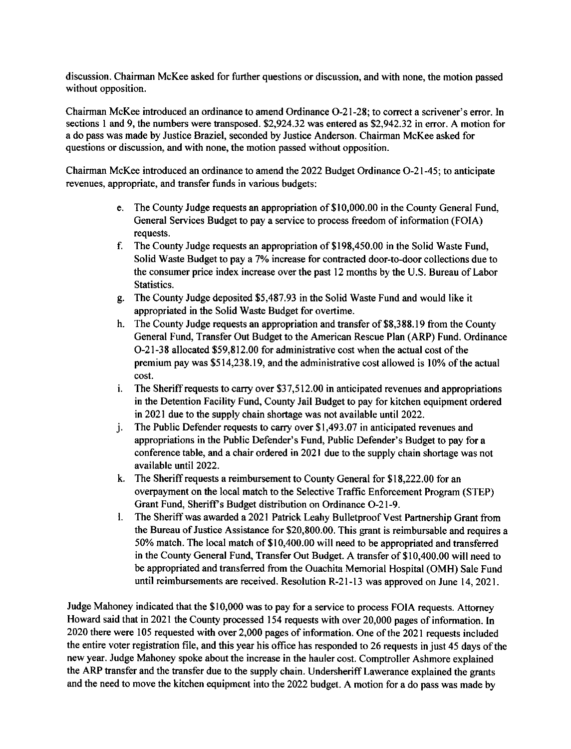discussion. Chairman McKee asked for further questions or discussion, and with none, the motion passed without opposition.

Chairman McKee introduced an ordinance to amend Ordinance O-21-28; to correct a scrivener's error. In sections 1 and 9, the numbers were transposed. $2,924.32 was entered as $2,942.32 in error. A motion for a do pass was made by Justice Braziel, seconded by Justice Anderson. Chairman McKee asked for questions or discussion, and with none, the motion passed without opposition.

Chairman McKee introduced an ordinance to amend the 2022 Budget Ordinance O-21-45; to anticipate revenues, appropriate, and transfer funds in various budgets:

e. The County Judge requests an appropriation of $10,000.00 in the County General Fund, General Services Budget to pay a service to process freedom of information (FOIA) requests.
f. The County Judge requests an appropriation of $198,450.00 in the Solid Waste Fund, Solid Waste Budget to pay a 7% increase for contracted door-to-door collections due to the consumer price index increase over the past 12 months by the U.S. Bureau of Labor Statistics.
g. The County Judge deposited $5,487.93 in the Solid Waste Fund and would like it appropriated in the Solid Waste Budget for overtime.
h. The County Judge requests an appropriation and transfer of $8,388.19 from the County General Fund, Transfer Out Budget to the American Rescue Plan (ARP) Fund. Ordinance O-21-38 allocated $59,812.00 for administrative cost when the actual cost of the premium pay was $514,238.19, and the administrative cost allowed is 10% of the actual cost.
i. The Sheriff requests to carry over $37,512.00 in anticipated revenues and appropriations in the Detention Facility Fund, County Jail Budget to pay for kitchen equipment ordered in 2021 due to the supply chain shortage was not available until 2022.
j. The Public Defender requests to carry over $1,493.07 in anticipated revenues and appropriations in the Public Defender's Fund, Public Defender's Budget to pay for a conference table, and a chair ordered in 2021 due to the supply chain shortage was not available until 2022.
k. The Sheriff requests a reimbursement to County General for $18,222.00 for an overpayment on the local match to the Selective Traffic Enforcement Program (STEP) Grant Fund, Sheriff's Budget distribution on Ordinance O-21-9.
l. The Sheriff was awarded a 2021 Patrick Leahy Bulletproof Vest Partnership Grant from the Bureau of Justice Assistance for $20,800.00. This grant is reimbursable and requires a 50% match. The local match of $10,400.00 will need to be appropriated and transferred in the County General Fund, Transfer Out Budget. A transfer of $10,400.00 will need to be appropriated and transferred from the Ouachita Memorial Hospital (OMH) Sale Fund until reimbursements are received. Resolution R-21-13 was approved on June 14, 2021.

Judge Mahoney indicated that the $10,000 was to pay for a service to process FOIA requests. Attorney Howard said that in 2021 the County processed 154 requests with over 20,000 pages of information. In 2020 there were 105 requested with over 2,000 pages of information. One of the 2021 requests included the entire voter registration file, and this year his office has responded to 26 requests in just 45 days of the new year. Judge Mahoney spoke about the increase in the hauler cost. Comptroller Ashmore explained the ARP transfer and the transfer due to the supply chain. Undersheriff Lawerance explained the grants and the need to move the kitchen equipment into the 2022 budget. A motion for a do pass was made by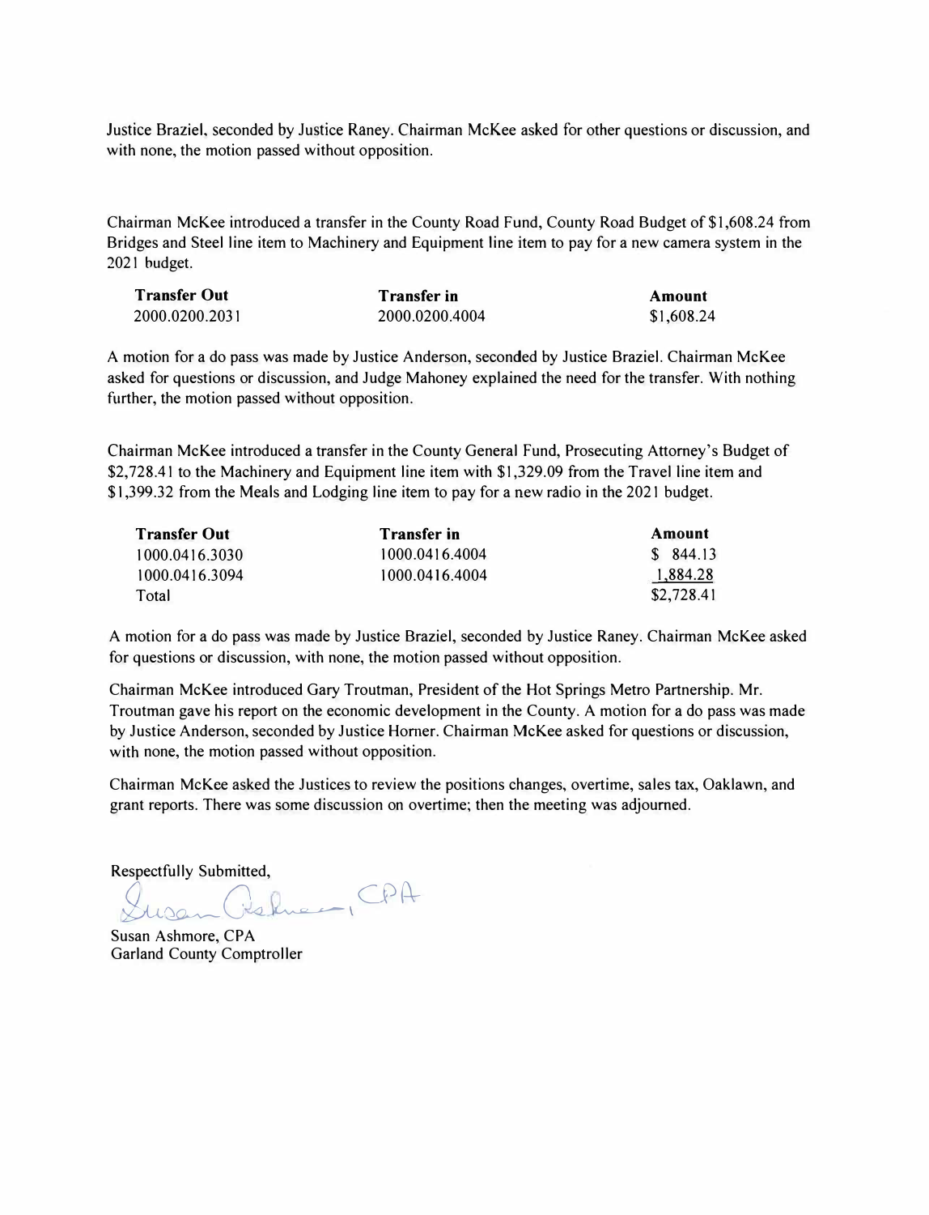Justice Braziel, seconded by Justice Raney. Chairman McKee asked for other questions or discussion, and with none, the motion passed without opposition.

Chairman McKee introduced a transfer in the County Road Fund, County Road Budget of $1,608.24 from Bridges and Steel line item to Machinery and Equipment line item to pay for a new camera system in the 2021 budget.

| Transfer Out | Transfer in | Amount |
|---|---|---|
| 2000.0200.2031 | 2000.0200.4004 | $1,608.24 |

A motion for a do pass was made by Justice Anderson, seconded by Justice Braziel. Chairman McKee asked for questions or discussion, and Judge Mahoney explained the need for the transfer. With nothing further, the motion passed without opposition.

Chairman McKee introduced a transfer in the County General Fund, Prosecuting Attorney's Budget of $2,728.41 to the Machinery and Equipment line item with $1,329.09 from the Travel line item and $1,399.32 from the Meals and Lodging line item to pay for a new radio in the 2021 budget.

| Transfer Out | Transfer in | Amount |
|---|---|---|
| 1000.0416.3030 | 1000.0416.4004 | $ 844.13 |
| 1000.0416.3094 | 1000.0416.4004 | 1,884.28 |
| Total | | $2,728.41 |

A motion for a do pass was made by Justice Braziel, seconded by Justice Raney. Chairman McKee asked for questions or discussion, with none, the motion passed without opposition.

Chairman McKee introduced Gary Troutman, President of the Hot Springs Metro Partnership. Mr. Troutman gave his report on the economic development in the County. A motion for a do pass was made by Justice Anderson, seconded by Justice Horner. Chairman McKee asked for questions or discussion, with none, the motion passed without opposition.

Chairman McKee asked the Justices to review the positions changes, overtime, sales tax, Oaklawn, and grant reports. There was some discussion on overtime; then the meeting was adjourned.

Respectfully Submitted,

Susan Ashmore, CPA

Susan Ashmore, CPA
Garland County Comptroller